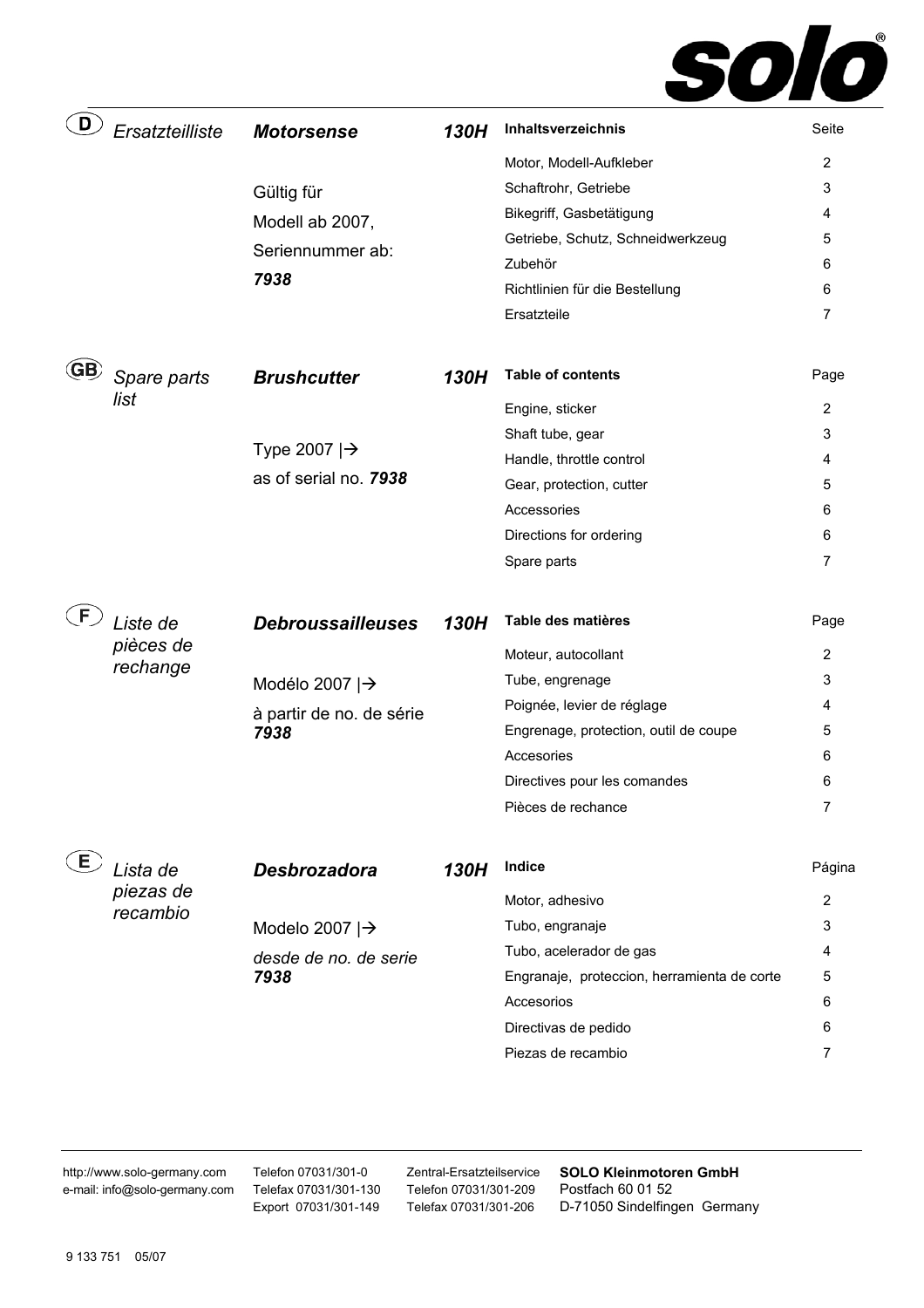solo®

**(D)** *Ersatzteilliste* ***Motorsense*** ***130H***

Gültig für
Modell ab 2007,
Seriennummer ab:
***7938***

| **Inhaltsverzeichnis** | Seite |
|---|---|
| Motor, Modell-Aufkleber | 2 |
| Schaftrohr, Getriebe | 3 |
| Bikegriff, Gasbetätigung | 4 |
| Getriebe, Schutz, Schneidwerkzeug | 5 |
| Zubehör | 6 |
| Richtlinien für die Bestellung | 6 |
| Ersatzteile | 7 |

**(GB)** *Spare parts list* ***Brushcutter*** ***130H***

Type 2007 |→
as of serial no. ***7938***

| **Table of contents** | Page |
|---|---|
| Engine, sticker | 2 |
| Shaft tube, gear | 3 |
| Handle, throttle control | 4 |
| Gear, protection, cutter | 5 |
| Accessories | 6 |
| Directions for ordering | 6 |
| Spare parts | 7 |

**(F)** *Liste de pièces de rechange* ***Debroussailleuses*** ***130H***

Modélo 2007 |→
à partir de no. de série
***7938***

| **Table des matières** | Page |
|---|---|
| Moteur, autocollant | 2 |
| Tube, engrenage | 3 |
| Poignée, levier de réglage | 4 |
| Engrenage, protection, outil de coupe | 5 |
| Accesories | 6 |
| Directives pour les comandes | 6 |
| Pièces de rechance | 7 |

**(E)** *Lista de piezas de recambio* ***Desbrozadora*** ***130H***

Modelo 2007 |→
*desde de no. de serie*
***7938***

| **Indice** | Página |
|---|---|
| Motor, adhesivo | 2 |
| Tubo, engranaje | 3 |
| Tubo, acelerador de gas | 4 |
| Engranaje, proteccion, herramienta de corte | 5 |
| Accesorios | 6 |
| Directivas de pedido | 6 |
| Piezas de recambio | 7 |

---

http://www.solo-germany.com
e-mail: info@solo-germany.com

Telefon 07031/301-0
Telefax 07031/301-130
Export 07031/301-149

Zentral-Ersatzteilservice
Telefon 07031/301-209
Telefax 07031/301-206

**SOLO Kleinmotoren GmbH**
Postfach 60 01 52
D-71050 Sindelfingen Germany

9 133 751 05/07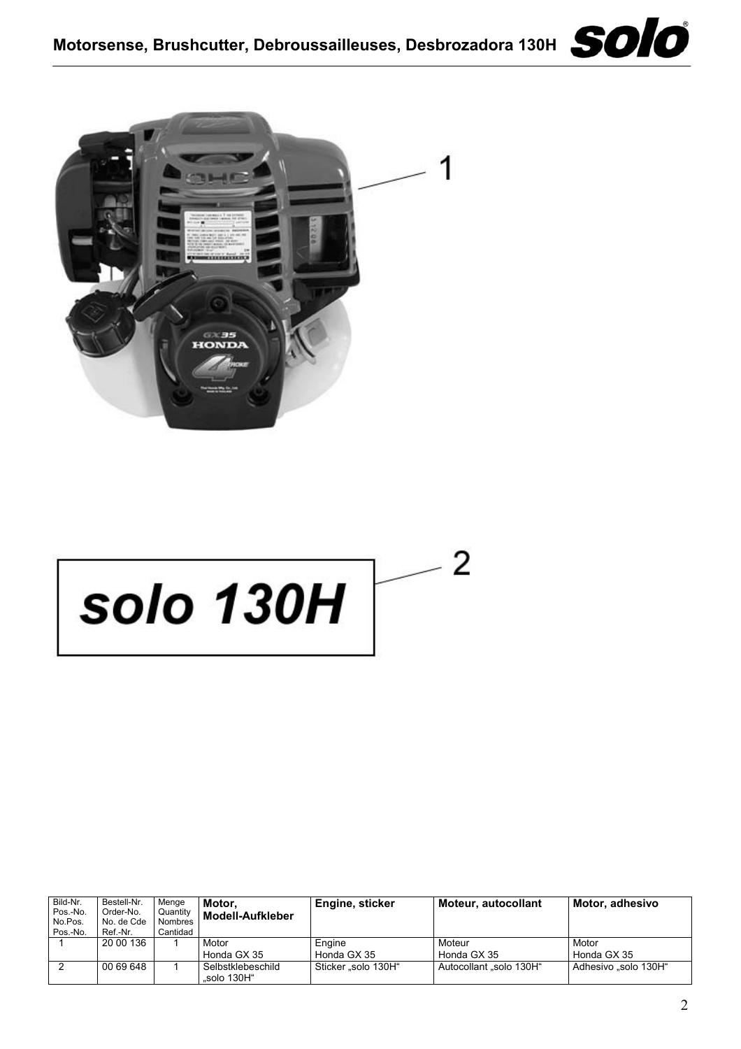1

solo 130H

2

| Bild-Nr. Pos.-No. No.Pos. Pos.-No. | Bestell-Nr. Order-No. No. de Cde Ref.-Nr. | Menge Quantity Nombres Cantidad | **Motor, Modell-Aufkleber** | **Engine, sticker** | **Moteur, autocollant** | **Motor, adhesivo** |
|---|---|---|---|---|---|---|
| 1 | 20 00 136 | 1 | Motor Honda GX 35 | Engine Honda GX 35 | Moteur Honda GX 35 | Motor Honda GX 35 |
| 2 | 00 69 648 | 1 | Selbstklebeschild „solo 130H“ | Sticker „solo 130H“ | Autocollant „solo 130H“ | Adhesivo „solo 130H“ |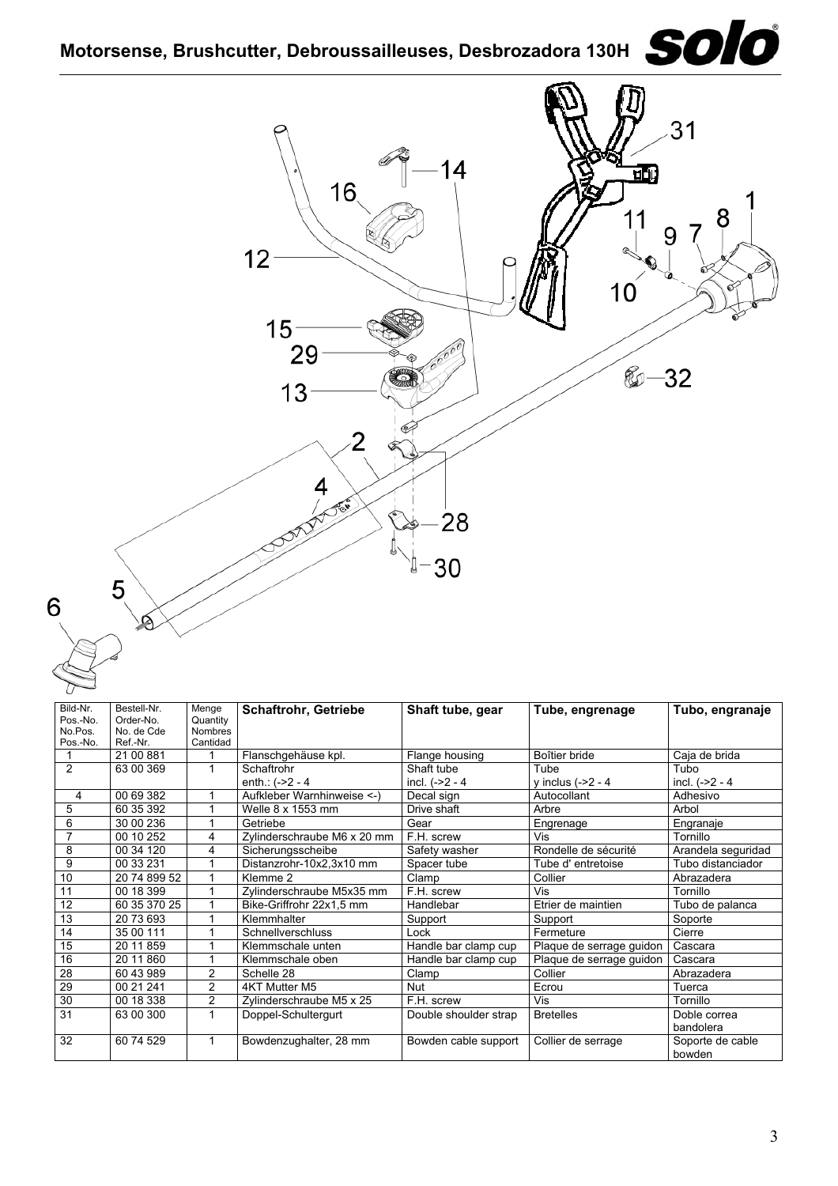# Motorsense, Brushcutter, Debroussailleuses, Desbrozadora 130H

| Bild-Nr. Pos.-No. No.Pos. Pos.-No. | Bestell-Nr. Order-No. No. de Cde Ref.-Nr. | Menge Quantity Nombres Cantidad | **Schaftrohr, Getriebe** | **Shaft tube, gear** | **Tube, engrenage** | **Tubo, engranaje** |
|---|---|---|---|---|---|---|
| 1 | 21 00 881 | 1 | Flanschgehäuse kpl. | Flange housing | Boîtier bride | Caja de brida |
| 2 | 63 00 369 | 1 | Schaftrohr enth.: (->2 - 4 | Shaft tube incl. (->2 - 4 | Tube y inclus (->2 - 4 | Tubo incl. (->2 - 4 |
| 4 | 00 69 382 | 1 | Aufkleber Warnhinweise <-) | Decal sign | Autocollant | Adhesivo |
| 5 | 60 35 392 | 1 | Welle 8 x 1553 mm | Drive shaft | Arbre | Arbol |
| 6 | 30 00 236 | 1 | Getriebe | Gear | Engrenage | Engranaje |
| 7 | 00 10 252 | 4 | Zylinderschraube M6 x 20 mm | F.H. screw | Vis | Tornillo |
| 8 | 00 34 120 | 4 | Sicherungsscheibe | Safety washer | Rondelle de sécurité | Arandela seguridad |
| 9 | 00 33 231 | 1 | Distanzrohr-10x2,3x10 mm | Spacer tube | Tube d' entretoise | Tubo distanciador |
| 10 | 20 74 899 52 | 1 | Klemme 2 | Clamp | Collier | Abrazadera |
| 11 | 00 18 399 | 1 | Zylinderschraube M5x35 mm | F.H. screw | Vis | Tornillo |
| 12 | 60 35 370 25 | 1 | Bike-Griffrohr 22x1,5 mm | Handlebar | Etrier de maintien | Tubo de palanca |
| 13 | 20 73 693 | 1 | Klemmhalter | Support | Support | Soporte |
| 14 | 35 00 111 | 1 | Schnellverschluss | Lock | Fermeture | Cierre |
| 15 | 20 11 859 | 1 | Klemmschale unten | Handle bar clamp cup | Plaque de serrage guidon | Cascara |
| 16 | 20 11 860 | 1 | Klemmschale oben | Handle bar clamp cup | Plaque de serrage guidon | Cascara |
| 28 | 60 43 989 | 2 | Schelle 28 | Clamp | Collier | Abrazadera |
| 29 | 00 21 241 | 2 | 4KT Mutter M5 | Nut | Ecrou | Tuerca |
| 30 | 00 18 338 | 2 | Zylinderschraube M5 x 25 | F.H. screw | Vis | Tornillo |
| 31 | 63 00 300 | 1 | Doppel-Schultergurt | Double shoulder strap | Bretelles | Doble correa bandolera |
| 32 | 60 74 529 | 1 | Bowdenzughalter, 28 mm | Bowden cable support | Collier de serrage | Soporte de cable bowden |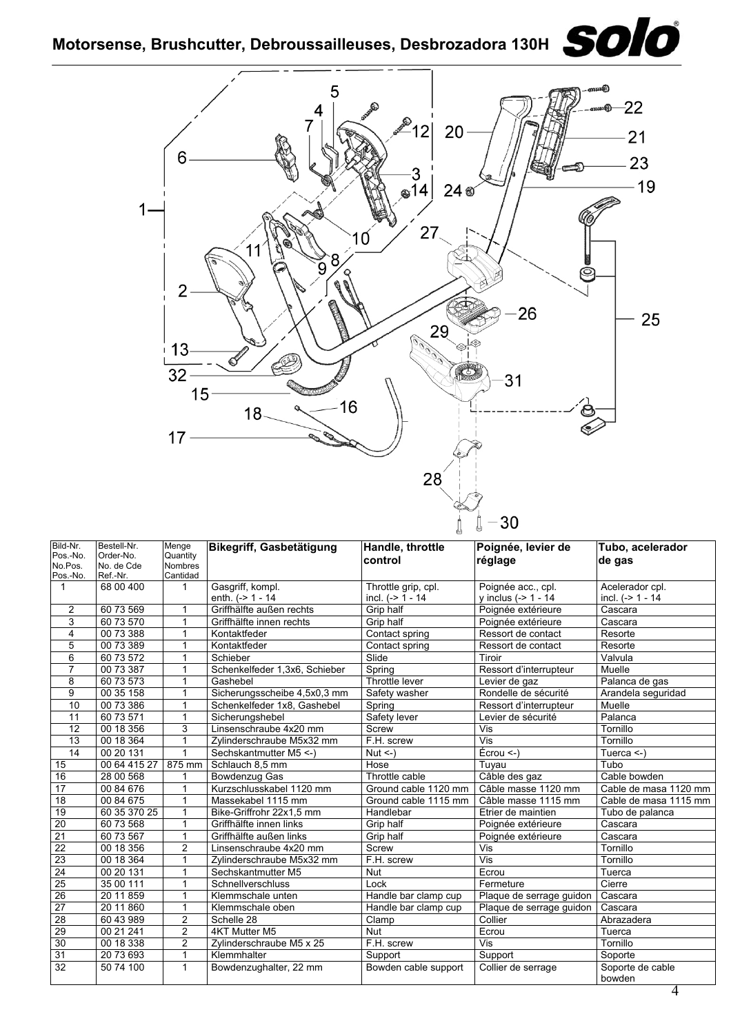# Motorsense, Brushcutter, Debroussailleuses, Desbrozadora 130H

| Bild-Nr. Pos.-No. No.Pos. Pos.-No. | Bestell-Nr. Order-No. No. de Cde Ref.-Nr. | Menge Quantity Nombres Cantidad | **Bikegriff, Gasbetätigung** | **Handle, throttle control** | **Poignée, levier de réglage** | **Tubo, acelerador de gas** |
|---|---|---|---|---|---|---|
| 1 | 68 00 400 | 1 | Gasgriff, kompl. enth. (-> 1 - 14 | Throttle grip, cpl. incl. (-> 1 - 14 | Poignée acc., cpl. y inclus (-> 1 - 14 | Acelerador cpl. incl. (-> 1 - 14 |
| 2 | 60 73 569 | 1 | Griffhälfte außen rechts | Grip half | Poignée extérieure | Cascara |
| 3 | 60 73 570 | 1 | Griffhälfte innen rechts | Grip half | Poignée extérieure | Cascara |
| 4 | 00 73 388 | 1 | Kontaktfeder | Contact spring | Ressort de contact | Resorte |
| 5 | 00 73 389 | 1 | Kontaktfeder | Contact spring | Ressort de contact | Resorte |
| 6 | 60 73 572 | 1 | Schieber | Slide | Tiroir | Valvula |
| 7 | 00 73 387 | 1 | Schenkelfeder 1,3x6, Schieber | Spring | Ressort d'interrupteur | Muelle |
| 8 | 60 73 573 | 1 | Gashebel | Throttle lever | Levier de gaz | Palanca de gas |
| 9 | 00 35 158 | 1 | Sicherungsscheibe 4,5x0,3 mm | Safety washer | Rondelle de sécurité | Arandela seguridad |
| 10 | 00 73 386 | 1 | Schenkelfeder 1x8, Gashebel | Spring | Ressort d'interrupteur | Muelle |
| 11 | 60 73 571 | 1 | Sicherungshebel | Safety lever | Levier de sécurité | Palanca |
| 12 | 00 18 356 | 3 | Linsenschraube 4x20 mm | Screw | Vis | Tornillo |
| 13 | 00 18 364 | 1 | Zylinderschraube M5x32 mm | F.H. screw | Vis | Tornillo |
| 14 | 00 20 131 | 1 | Sechskantmutter M5 <-) | Nut <-) | Écrou <-) | Tuerca <-) |
| 15 | 00 64 415 27 | 875 mm | Schlauch 8,5 mm | Hose | Tuyau | Tubo |
| 16 | 28 00 568 | 1 | Bowdenzug Gas | Throttle cable | Câble des gaz | Cable bowden |
| 17 | 00 84 676 | 1 | Kurzschlusskabel 1120 mm | Ground cable 1120 mm | Câble masse 1120 mm | Cable de masa 1120 mm |
| 18 | 00 84 675 | 1 | Massekabel 1115 mm | Ground cable 1115 mm | Câble masse 1115 mm | Cable de masa 1115 mm |
| 19 | 60 35 370 25 | 1 | Bike-Griffrohr 22x1,5 mm | Handlebar | Etrier de maintien | Tubo de palanca |
| 20 | 60 73 568 | 1 | Griffhälfte innen links | Grip half | Poignée extérieure | Cascara |
| 21 | 60 73 567 | 1 | Griffhälfte außen links | Grip half | Poignée extérieure | Cascara |
| 22 | 00 18 356 | 2 | Linsenschraube 4x20 mm | Screw | Vis | Tornillo |
| 23 | 00 18 364 | 1 | Zylinderschraube M5x32 mm | F.H. screw | Vis | Tornillo |
| 24 | 00 20 131 | 1 | Sechskantmutter M5 | Nut | Ecrou | Tuerca |
| 25 | 35 00 111 | 1 | Schnellverschluss | Lock | Fermeture | Cierre |
| 26 | 20 11 859 | 1 | Klemmschale unten | Handle bar clamp cup | Plaque de serrage guidon | Cascara |
| 27 | 20 11 860 | 1 | Klemmschale oben | Handle bar clamp cup | Plaque de serrage guidon | Cascara |
| 28 | 60 43 989 | 2 | Schelle 28 | Clamp | Collier | Abrazadera |
| 29 | 00 21 241 | 2 | 4KT Mutter M5 | Nut | Ecrou | Tuerca |
| 30 | 00 18 338 | 2 | Zylinderschraube M5 x 25 | F.H. screw | Vis | Tornillo |
| 31 | 20 73 693 | 1 | Klemmhalter | Support | Support | Soporte |
| 32 | 50 74 100 | 1 | Bowdenzughalter, 22 mm | Bowden cable support | Collier de serrage | Soporte de cable bowden |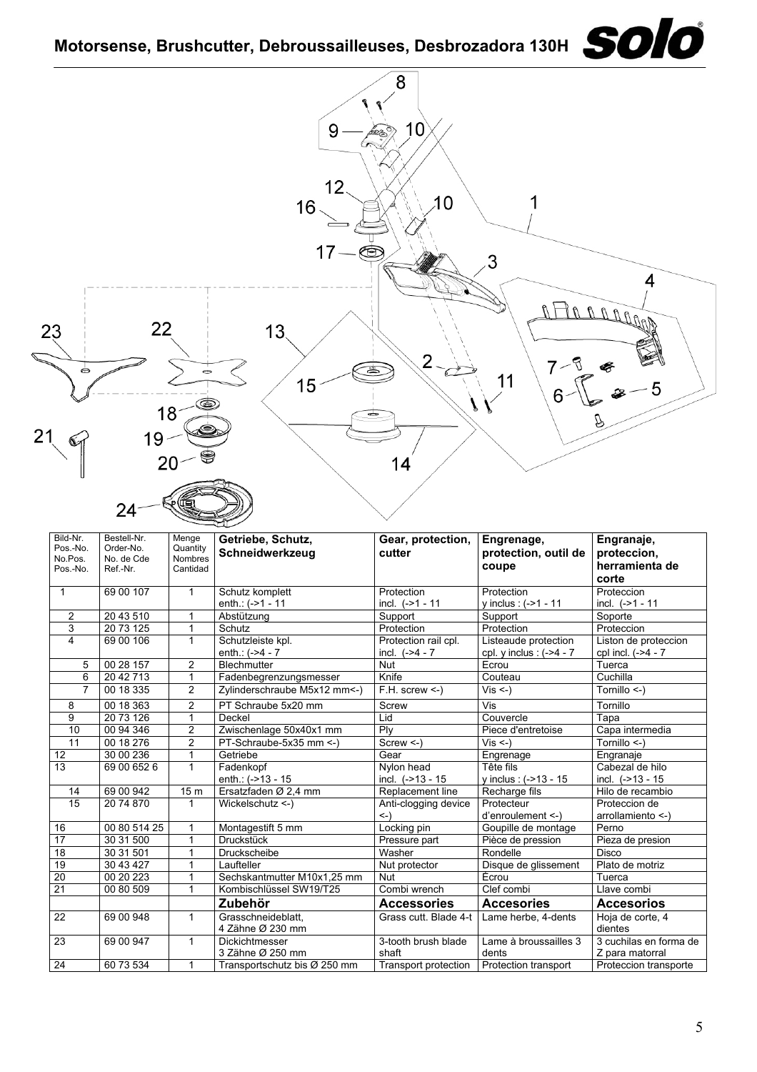# Motorsense, Brushcutter, Debroussailleuses, Desbrozadora 130H

| Bild-Nr. Pos.-No. No.Pos. Pos.-No. | Bestell-Nr. Order-No. No. de Cde Ref.-Nr. | Menge Quantity Nombres Cantidad | Getriebe, Schutz, Schneidwerkzeug | Gear, protection, cutter | Engrenage, protection, outil de coupe | Engranaje, proteccion, herramienta de corte |
|---|---|---|---|---|---|---|
| 1 | 69 00 107 | 1 | Schutz komplett enth.: (->1 - 11 | Protection incl. (->1 - 11 | Protection y inclus : (->1 - 11 | Proteccion incl. (->1 - 11 |
| 2 | 20 43 510 | 1 | Abstützung | Support | Support | Soporte |
| 3 | 20 73 125 | 1 | Schutz | Protection | Protection | Proteccion |
| 4 | 69 00 106 | 1 | Schutzleiste kpl. enth.: (->4 - 7 | Protection rail cpl. incl. (->4 - 7 | Listeaude protection cpl. y inclus : (->4 - 7 | Liston de proteccion cpl incl. (->4 - 7 |
| 5 | 00 28 157 | 2 | Blechmutter | Nut | Ecrou | Tuerca |
| 6 | 20 42 713 | 1 | Fadenbegrenzungsmesser | Knife | Couteau | Cuchilla |
| 7 | 00 18 335 | 2 | Zylinderschraube M5x12 mm<-) | F.H. screw <-) | Vis <-) | Tornillo <-) |
| 8 | 00 18 363 | 2 | PT Schraube 5x20 mm | Screw | Vis | Tornillo |
| 9 | 20 73 126 | 1 | Deckel | Lid | Couvercle | Tapa |
| 10 | 00 94 346 | 2 | Zwischenlage 50x40x1 mm | Ply | Piece d'entretoise | Capa intermedia |
| 11 | 00 18 276 | 2 | PT-Schraube-5x35 mm <-) | Screw <-) | Vis <-) | Tornillo <-) |
| 12 | 30 00 236 | 1 | Getriebe | Gear | Engrenage | Engranaje |
| 13 | 69 00 652 6 | 1 | Fadenkopf enth.: (->13 - 15 | Nylon head incl. (->13 - 15 | Tête fils y inclus : (->13 - 15 | Cabezal de hilo incl. (->13 - 15 |
| 14 | 69 00 942 | 15 m | Ersatzfaden Ø 2,4 mm | Replacement line | Recharge fils | Hilo de recambio |
| 15 | 20 74 870 | 1 | Wickelschutz <-) | Anti-clogging device <-) | Protecteur d'enroulement <-) | Proteccion de arrollamiento <-) |
| 16 | 00 80 514 25 | 1 | Montagestift 5 mm | Locking pin | Goupille de montage | Perno |
| 17 | 30 31 500 | 1 | Druckstück | Pressure part | Pièce de pression | Pieza de presion |
| 18 | 30 31 501 | 1 | Druckscheibe | Washer | Rondelle | Disco |
| 19 | 30 43 427 | 1 | Laufteller | Nut protector | Disque de glissement | Plato de motriz |
| 20 | 00 20 223 | 1 | Sechskantmutter M10x1,25 mm | Nut | Écrou | Tuerca |
| 21 | 00 80 509 | 1 | Kombischlüssel SW19/T25 | Combi wrench | Clef combi | Llave combi |
| | | | **Zubehör** | **Accessories** | **Accesories** | **Accesorios** |
| 22 | 69 00 948 | 1 | Grasschneideblatt, 4 Zähne Ø 230 mm | Grass cutt. Blade 4-t | Lame herbe, 4-dents | Hoja de corte, 4 dientes |
| 23 | 69 00 947 | 1 | Dickichtmesser 3 Zähne Ø 250 mm | 3-tooth brush blade shaft | Lame à broussailles 3 dents | 3 cuchilas en forma de Z para matorral |
| 24 | 60 73 534 | 1 | Transportschutz bis Ø 250 mm | Transport protection | Protection transport | Proteccion transporte |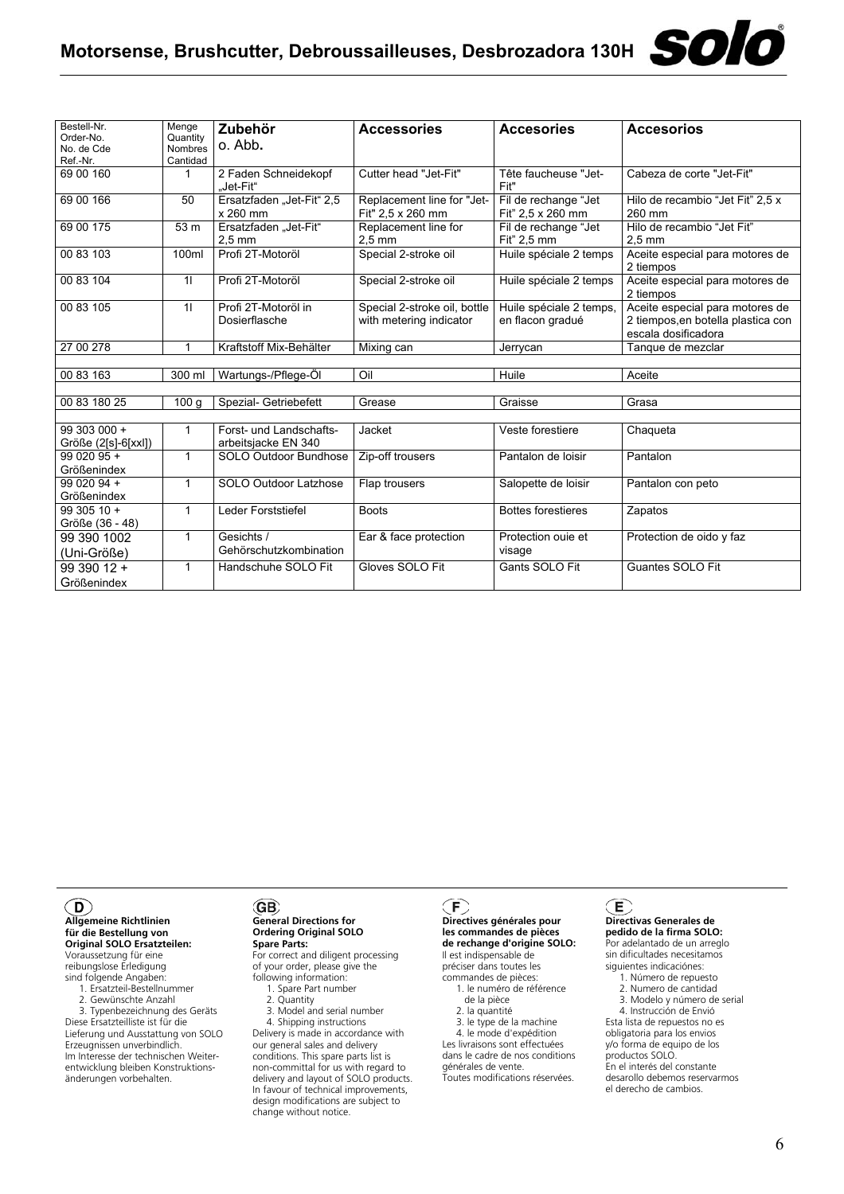| Bestell-Nr.<br>Order-No.<br>No. de Cde<br>Ref.-Nr. | Menge<br>Quantity<br>Nombres<br>Cantidad | **Zubehör**<br>o. Abb. | **Accessories** | **Accesories** | **Accesorios** |
|---|---|---|---|---|---|
| 69 00 160 | 1 | 2 Faden Schneidekopf „Jet-Fit" | Cutter head "Jet-Fit" | Tête faucheuse "Jet-Fit" | Cabeza de corte "Jet-Fit" |
| 69 00 166 | 50 | Ersatzfaden „Jet-Fit" 2,5 x 260 mm | Replacement line for "Jet-Fit" 2,5 x 260 mm | Fil de rechange "Jet Fit" 2,5 x 260 mm | Hilo de recambio "Jet Fit" 2,5 x 260 mm |
| 69 00 175 | 53 m | Ersatzfaden „Jet-Fit" 2,5 mm | Replacement line for 2,5 mm | Fil de rechange "Jet Fit" 2,5 mm | Hilo de recambio "Jet Fit" 2,5 mm |
| 00 83 103 | 100ml | Profi 2T-Motoröl | Special 2-stroke oil | Huile spéciale 2 temps | Aceite especial para motores de 2 tiempos |
| 00 83 104 | 1l | Profi 2T-Motoröl | Special 2-stroke oil | Huile spéciale 2 temps | Aceite especial para motores de 2 tiempos |
| 00 83 105 | 1l | Profi 2T-Motoröl in Dosierflasche | Special 2-stroke oil, bottle with metering indicator | Huile spéciale 2 temps, en flacon gradué | Aceite especial para motores de 2 tiempos,en botella plastica con escala dosificadora |
| 27 00 278 | 1 | Kraftstoff Mix-Behälter | Mixing can | Jerrycan | Tanque de mezclar |
| | | | | | |
| 00 83 163 | 300 ml | Wartungs-/Pflege-Öl | Oil | Huile | Aceite |
| | | | | | |
| 00 83 180 25 | 100 g | Spezial- Getriebefett | Grease | Graisse | Grasa |
| | | | | | |
| 99 303 000 + Größe (2[s]-6[xxl]) | 1 | Forst- und Landschafts-arbeitsjacke EN 340 | Jacket | Veste forestiere | Chaqueta |
| 99 020 95 + Größenindex | 1 | SOLO Outdoor Bundhose | Zip-off trousers | Pantalon de loisir | Pantalon |
| 99 020 94 + Größenindex | 1 | SOLO Outdoor Latzhose | Flap trousers | Salopette de loisir | Pantalon con peto |
| 99 305 10 + Größe (36 - 48) | 1 | Leder Forststiefel | Boots | Bottes forestieres | Zapatos |
| 99 390 1002 (Uni-Größe) | 1 | Gesichts / Gehörschutzkombination | Ear & face protection | Protection ouie et visage | Protection de oido y faz |
| 99 390 12 + Größenindex | 1 | Handschuhe SOLO Fit | Gloves SOLO Fit | Gants SOLO Fit | Guantes SOLO Fit |

**D**

**Allgemeine Richtlinien für die Bestellung von Original SOLO Ersatzteilen:**
Voraussetzung für eine reibungslose Erledigung sind folgende Angaben:

1. Ersatzteil-Bestellnummer
2. Gewünschte Anzahl
3. Typenbezeichnung des Geräts

Diese Ersatzteilliste ist für die Lieferung und Ausstattung von SOLO Erzeugnissen unverbindlich. Im Interesse der technischen Weiterentwicklung bleiben Konstruktionsänderungen vorbehalten.

**GB**

**General Directions for Ordering Original SOLO Spare Parts:**
For correct and diligent processing of your order, please give the following information:

1. Spare Part number
2. Quantity
3. Model and serial number
4. Shipping instructions

Delivery is made in accordance with our general sales and delivery conditions. This spare parts list is non-committal for us with regard to delivery and layout of SOLO products. In favour of technical improvements, design modifications are subject to change without notice.

**F**

**Directives générales pour les commandes de pièces de rechange d'origine SOLO:**
Il est indispensable de préciser dans toutes les commandes de pièces:

1. le numéro de référence de la pièce
2. la quantité
3. le type de la machine
4. le mode d'expédition

Les livraisons sont effectuées dans le cadre de nos conditions générales de vente. Toutes modifications réservées.

**E**

**Directivas Generales de pedido de la firma SOLO:**
Por adelantado de un arreglo sin dificultades necesitamos siguientes indicaciónes:

1. Número de repuesto
2. Numero de cantidad
3. Modelo y número de serial
4. Instrucción de Envió

Esta lista de repuestos no es obligatoria para los envios y/o forma de equipo de los productos SOLO. En el interés del constante desarollo debemos reservarmos el derecho de cambios.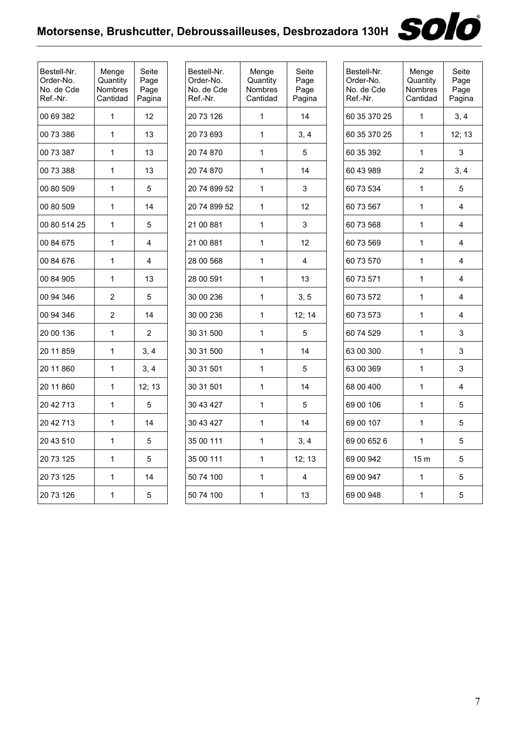# Motorsense, Brushcutter, Debroussailleuses, Desbrozadora 130H

| Bestell-Nr. Order-No. No. de Cde Ref.-Nr. | Menge Quantity Nombres Cantidad | Seite Page Page Pagina |
|---|---|---|
| 00 69 382 | 1 | 12 |
| 00 73 386 | 1 | 13 |
| 00 73 387 | 1 | 13 |
| 00 73 388 | 1 | 13 |
| 00 80 509 | 1 | 5 |
| 00 80 509 | 1 | 14 |
| 00 80 514 25 | 1 | 5 |
| 00 84 675 | 1 | 4 |
| 00 84 676 | 1 | 4 |
| 00 84 905 | 1 | 13 |
| 00 94 346 | 2 | 5 |
| 00 94 346 | 2 | 14 |
| 20 00 136 | 1 | 2 |
| 20 11 859 | 1 | 3, 4 |
| 20 11 860 | 1 | 3, 4 |
| 20 11 860 | 1 | 12; 13 |
| 20 42 713 | 1 | 5 |
| 20 42 713 | 1 | 14 |
| 20 43 510 | 1 | 5 |
| 20 73 125 | 1 | 5 |
| 20 73 125 | 1 | 14 |
| 20 73 126 | 1 | 5 |

| Bestell-Nr. Order-No. No. de Cde Ref.-Nr. | Menge Quantity Nombres Cantidad | Seite Page Page Pagina |
|---|---|---|
| 20 73 126 | 1 | 14 |
| 20 73 693 | 1 | 3, 4 |
| 20 74 870 | 1 | 5 |
| 20 74 870 | 1 | 14 |
| 20 74 899 52 | 1 | 3 |
| 20 74 899 52 | 1 | 12 |
| 21 00 881 | 1 | 3 |
| 21 00 881 | 1 | 12 |
| 28 00 568 | 1 | 4 |
| 28 00 591 | 1 | 13 |
| 30 00 236 | 1 | 3, 5 |
| 30 00 236 | 1 | 12; 14 |
| 30 31 500 | 1 | 5 |
| 30 31 500 | 1 | 14 |
| 30 31 501 | 1 | 5 |
| 30 31 501 | 1 | 14 |
| 30 43 427 | 1 | 5 |
| 30 43 427 | 1 | 14 |
| 35 00 111 | 1 | 3, 4 |
| 35 00 111 | 1 | 12; 13 |
| 50 74 100 | 1 | 4 |
| 50 74 100 | 1 | 13 |

| Bestell-Nr. Order-No. No. de Cde Ref.-Nr. | Menge Quantity Nombres Cantidad | Seite Page Page Pagina |
|---|---|---|
| 60 35 370 25 | 1 | 3, 4 |
| 60 35 370 25 | 1 | 12; 13 |
| 60 35 392 | 1 | 3 |
| 60 43 989 | 2 | 3, 4 |
| 60 73 534 | 1 | 5 |
| 60 73 567 | 1 | 4 |
| 60 73 568 | 1 | 4 |
| 60 73 569 | 1 | 4 |
| 60 73 570 | 1 | 4 |
| 60 73 571 | 1 | 4 |
| 60 73 572 | 1 | 4 |
| 60 73 573 | 1 | 4 |
| 60 74 529 | 1 | 3 |
| 63 00 300 | 1 | 3 |
| 63 00 369 | 1 | 3 |
| 68 00 400 | 1 | 4 |
| 69 00 106 | 1 | 5 |
| 69 00 107 | 1 | 5 |
| 69 00 652 6 | 1 | 5 |
| 69 00 942 | 15 m | 5 |
| 69 00 947 | 1 | 5 |
| 69 00 948 | 1 | 5 |